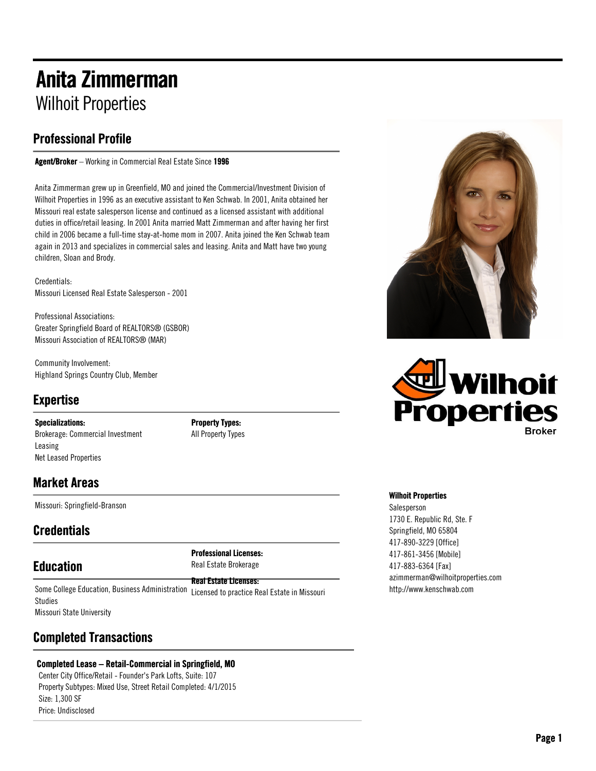# Anita Zimmerman

Wilhoit Properties

## Professional Profile

**Agent/Broker** – Working in Commercial Real Estate Since **1996**

Anita Zimmerman grew up in Greenfield, MO and joined the Commercial/Investment Division of Wilhoit Properties in 1996 as an executive assistant to Ken Schwab. In 2001, Anita obtained her Missouri real estate salesperson license and continued as a licensed assistant with additional duties in office/retail leasing. In 2001 Anita married Matt Zimmerman and after having her first child in 2006 became a full-time stay-at-home mom in 2007. Anita joined the Ken Schwab team again in 2013 and specializes in commercial sales and leasing. Anita and Matt have two young children, Sloan and Brody.

Credentials:
Missouri Licensed Real Estate Salesperson - 2001

Professional Associations:
Greater Springfield Board of REALTORS® (GSBOR)
Missouri Association of REALTORS® (MAR)

Community Involvement:
Highland Springs Country Club, Member

## Expertise

**Specializations:**
Brokerage: Commercial Investment
Leasing
Net Leased Properties

**Property Types:**
All Property Types

## Market Areas

Missouri: Springfield-Branson

## Credentials

**Professional Licenses:**
Real Estate Brokerage

**Real Estate Licenses:**
Licensed to practice Real Estate in Missouri

## Education

Some College Education, Business Administration Studies
Missouri State University

## Completed Transactions

**Completed Lease – Retail-Commercial in Springfield, MO**
Center City Office/Retail - Founder's Park Lofts, Suite: 107
Property Subtypes: Mixed Use, Street Retail Completed: 4/1/2015
Size: 1,300 SF
Price: Undisclosed

**Wilhoit Properties**
Salesperson
1730 E. Republic Rd, Ste. F
Springfield, MO 65804
417-890-3229 [Office]
417-861-3456 [Mobile]
417-883-6364 [Fax]
azimmerman@wilhoitproperties.com
http://www.kenschwab.com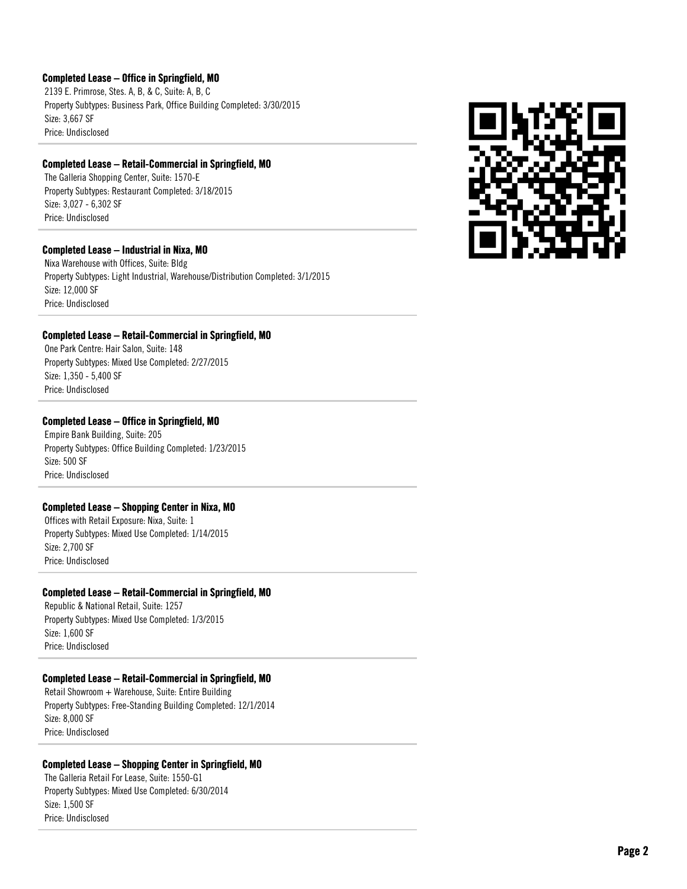### Completed Lease – Office in Springfield, MO

2139 E. Primrose, Stes. A, B, & C, Suite: A, B, C
Property Subtypes: Business Park, Office Building Completed: 3/30/2015
Size: 3,667 SF
Price: Undisclosed

---

### Completed Lease – Retail-Commercial in Springfield, MO

The Galleria Shopping Center, Suite: 1570-E
Property Subtypes: Restaurant Completed: 3/18/2015
Size: 3,027 - 6,302 SF
Price: Undisclosed

---

### Completed Lease – Industrial in Nixa, MO

Nixa Warehouse with Offices, Suite: Bldg
Property Subtypes: Light Industrial, Warehouse/Distribution Completed: 3/1/2015
Size: 12,000 SF
Price: Undisclosed

---

### Completed Lease – Retail-Commercial in Springfield, MO

One Park Centre: Hair Salon, Suite: 148
Property Subtypes: Mixed Use Completed: 2/27/2015
Size: 1,350 - 5,400 SF
Price: Undisclosed

---

### Completed Lease – Office in Springfield, MO

Empire Bank Building, Suite: 205
Property Subtypes: Office Building Completed: 1/23/2015
Size: 500 SF
Price: Undisclosed

---

### Completed Lease – Shopping Center in Nixa, MO

Offices with Retail Exposure: Nixa, Suite: 1
Property Subtypes: Mixed Use Completed: 1/14/2015
Size: 2,700 SF
Price: Undisclosed

---

### Completed Lease – Retail-Commercial in Springfield, MO

Republic & National Retail, Suite: 1257
Property Subtypes: Mixed Use Completed: 1/3/2015
Size: 1,600 SF
Price: Undisclosed

---

### Completed Lease – Retail-Commercial in Springfield, MO

Retail Showroom + Warehouse, Suite: Entire Building
Property Subtypes: Free-Standing Building Completed: 12/1/2014
Size: 8,000 SF
Price: Undisclosed

---

### Completed Lease – Shopping Center in Springfield, MO

The Galleria Retail For Lease, Suite: 1550-G1
Property Subtypes: Mixed Use Completed: 6/30/2014
Size: 1,500 SF
Price: Undisclosed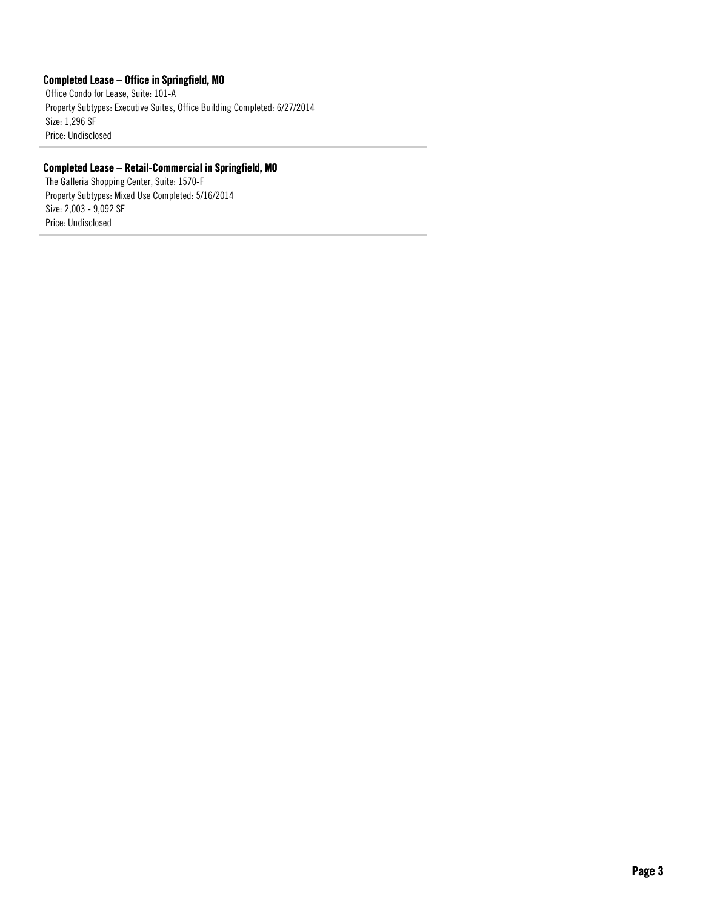**Completed Lease – Office in Springfield, MO**

Office Condo for Lease, Suite: 101-A

Property Subtypes: Executive Suites, Office Building Completed: 6/27/2014

Size: 1,296 SF

Price: Undisclosed

---

**Completed Lease – Retail-Commercial in Springfield, MO**

The Galleria Shopping Center, Suite: 1570-F

Property Subtypes: Mixed Use Completed: 5/16/2014

Size: 2,003 - 9,092 SF

Price: Undisclosed

---